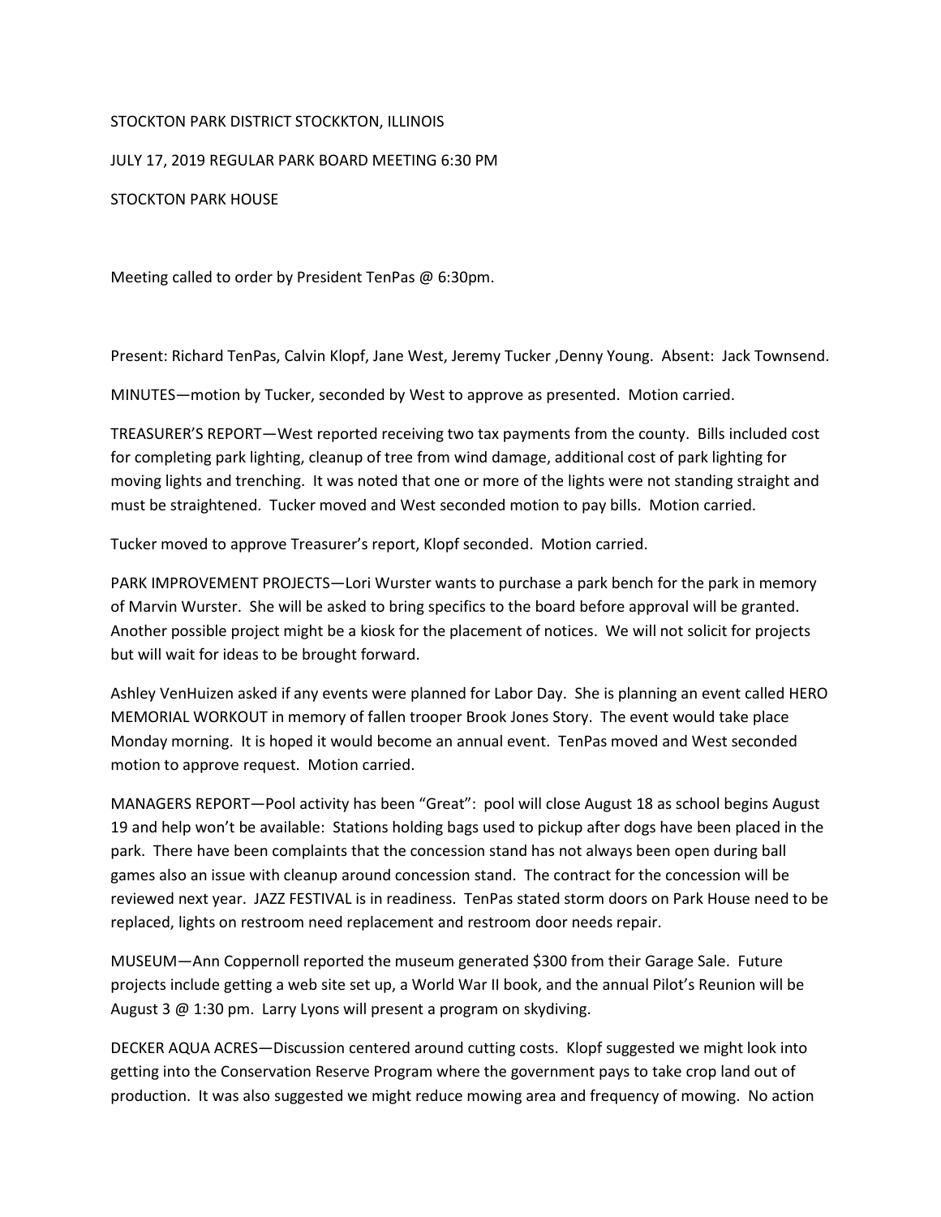STOCKTON PARK DISTRICT STOCKKTON, ILLINOIS

JULY 17, 2019 REGULAR PARK BOARD MEETING 6:30 PM

STOCKTON PARK HOUSE

Meeting called to order by President TenPas @ 6:30pm.

Present: Richard TenPas, Calvin Klopf, Jane West, Jeremy Tucker ,Denny Young. Absent: Jack Townsend.

MINUTES—motion by Tucker, seconded by West to approve as presented. Motion carried.

TREASURER'S REPORT—West reported receiving two tax payments from the county. Bills included cost for completing park lighting, cleanup of tree from wind damage, additional cost of park lighting for moving lights and trenching. It was noted that one or more of the lights were not standing straight and must be straightened. Tucker moved and West seconded motion to pay bills. Motion carried.

Tucker moved to approve Treasurer's report, Klopf seconded. Motion carried.

PARK IMPROVEMENT PROJECTS—Lori Wurster wants to purchase a park bench for the park in memory of Marvin Wurster. She will be asked to bring specifics to the board before approval will be granted. Another possible project might be a kiosk for the placement of notices. We will not solicit for projects but will wait for ideas to be brought forward.

Ashley VenHuizen asked if any events were planned for Labor Day. She is planning an event called HERO MEMORIAL WORKOUT in memory of fallen trooper Brook Jones Story. The event would take place Monday morning. It is hoped it would become an annual event. TenPas moved and West seconded motion to approve request. Motion carried.

MANAGERS REPORT—Pool activity has been "Great": pool will close August 18 as school begins August 19 and help won't be available: Stations holding bags used to pickup after dogs have been placed in the park. There have been complaints that the concession stand has not always been open during ball games also an issue with cleanup around concession stand. The contract for the concession will be reviewed next year. JAZZ FESTIVAL is in readiness. TenPas stated storm doors on Park House need to be replaced, lights on restroom need replacement and restroom door needs repair.

MUSEUM—Ann Coppernoll reported the museum generated $300 from their Garage Sale. Future projects include getting a web site set up, a World War II book, and the annual Pilot's Reunion will be August 3 @ 1:30 pm. Larry Lyons will present a program on skydiving.

DECKER AQUA ACRES—Discussion centered around cutting costs. Klopf suggested we might look into getting into the Conservation Reserve Program where the government pays to take crop land out of production. It was also suggested we might reduce mowing area and frequency of mowing. No action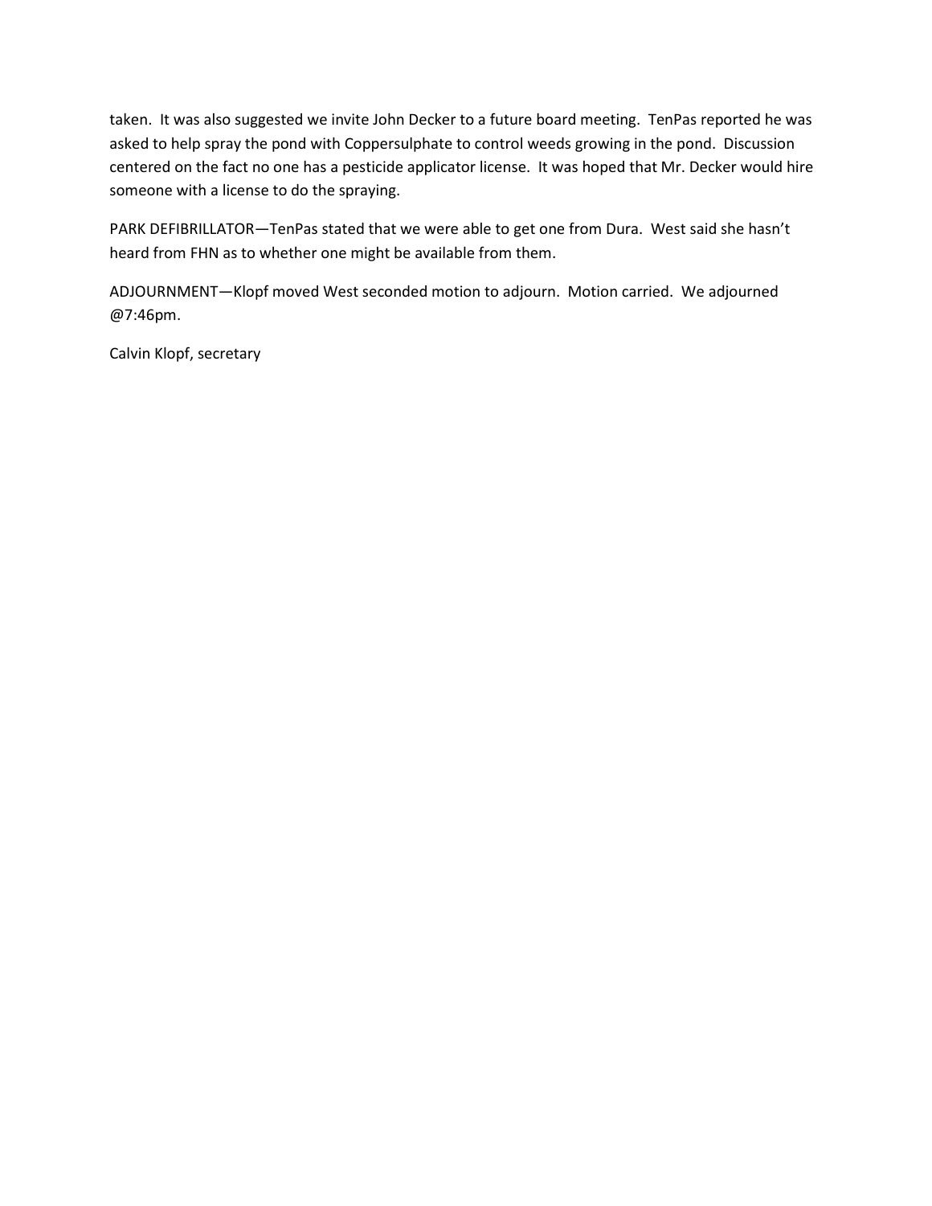taken. It was also suggested we invite John Decker to a future board meeting. TenPas reported he was asked to help spray the pond with Coppersulphate to control weeds growing in the pond. Discussion centered on the fact no one has a pesticide applicator license. It was hoped that Mr. Decker would hire someone with a license to do the spraying.

PARK DEFIBRILLATOR—TenPas stated that we were able to get one from Dura. West said she hasn't heard from FHN as to whether one might be available from them.

ADJOURNMENT—Klopf moved West seconded motion to adjourn. Motion carried. We adjourned @7:46pm.

Calvin Klopf, secretary